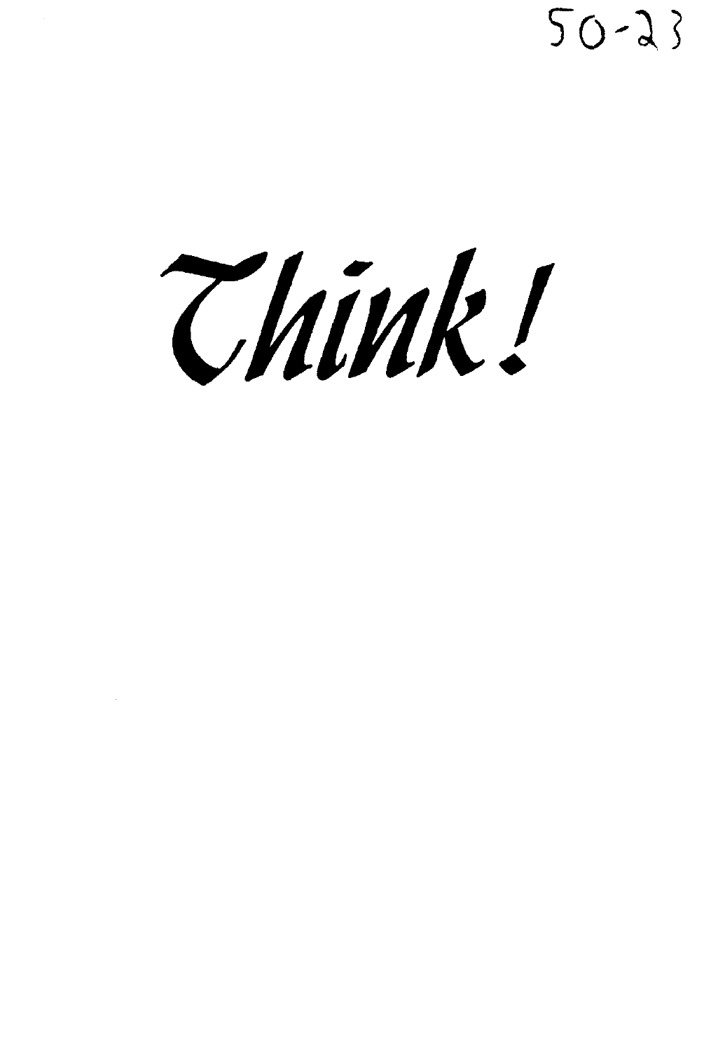50-23

# *Think!*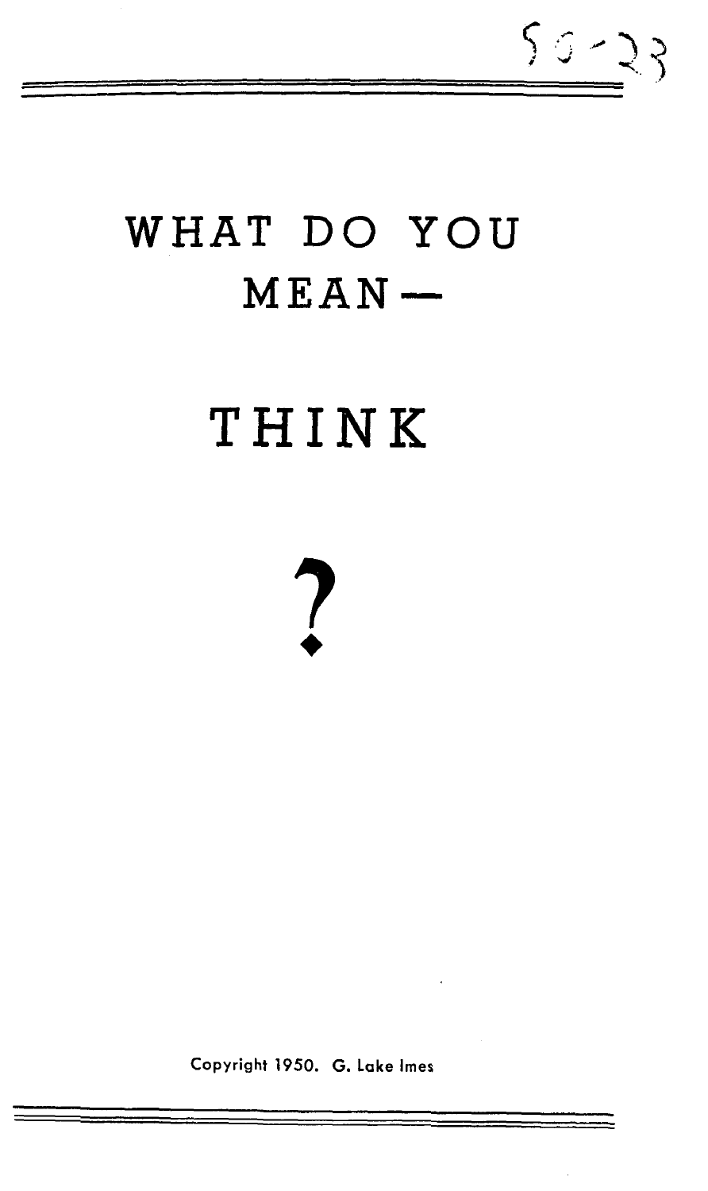50-23

# WHAT DO YOU MEAN—

# THINK

# ?

Copyright 1950. G. Lake Imes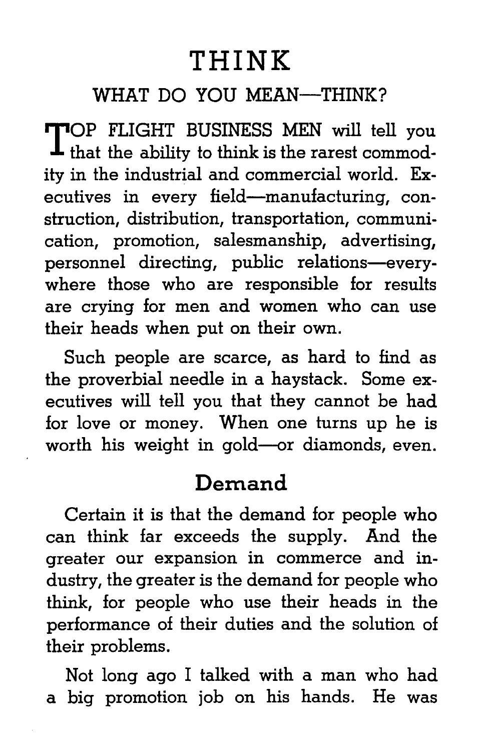# THINK

## WHAT DO YOU MEAN—THINK?

TOP FLIGHT BUSINESS MEN will tell you that the ability to think is the rarest commodity in the industrial and commercial world. Executives in every field—manufacturing, construction, distribution, transportation, communication, promotion, salesmanship, advertising, personnel directing, public relations—everywhere those who are responsible for results are crying for men and women who can use their heads when put on their own.

Such people are scarce, as hard to find as the proverbial needle in a haystack. Some executives will tell you that they cannot be had for love or money. When one turns up he is worth his weight in gold—or diamonds, even.

## Demand

Certain it is that the demand for people who can think far exceeds the supply. And the greater our expansion in commerce and industry, the greater is the demand for people who think, for people who use their heads in the performance of their duties and the solution of their problems.

Not long ago I talked with a man who had a big promotion job on his hands. He was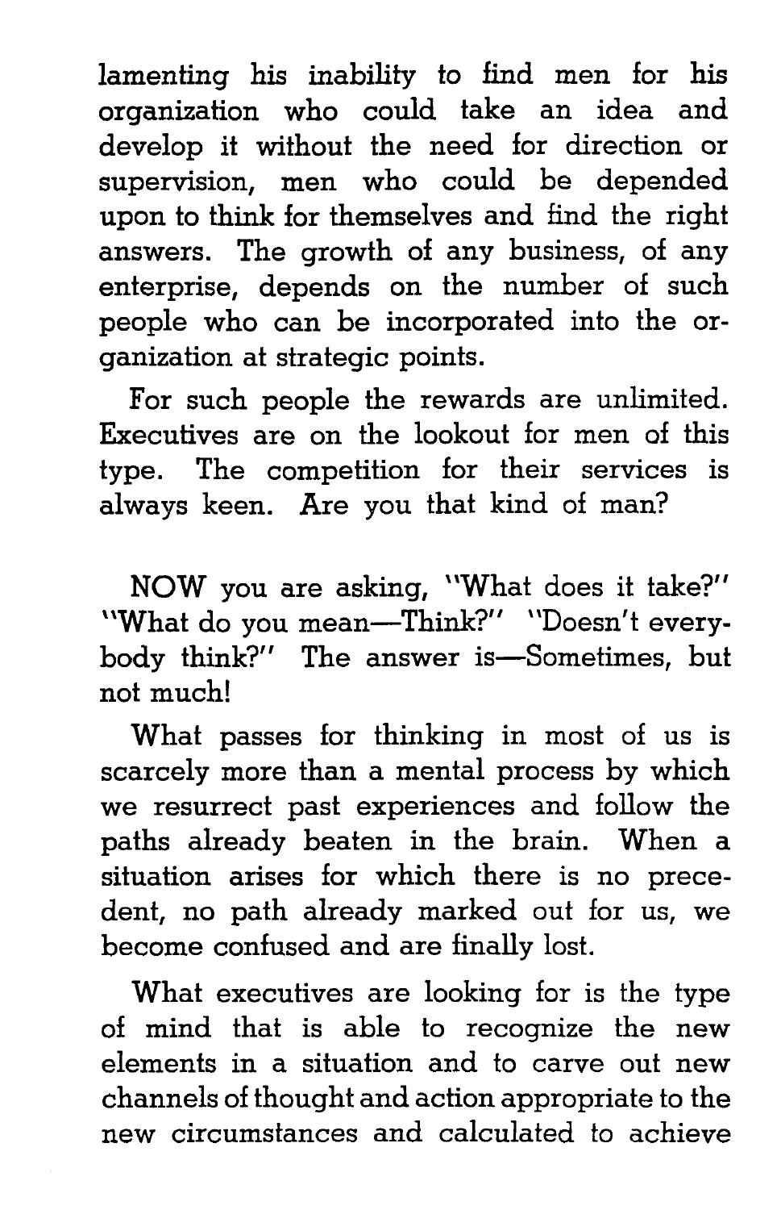lamenting his inability to find men for his organization who could take an idea and develop it without the need for direction or supervision, men who could be depended upon to think for themselves and find the right answers. The growth of any business, of any enterprise, depends on the number of such people who can be incorporated into the organization at strategic points.

For such people the rewards are unlimited. Executives are on the lookout for men of this type. The competition for their services is always keen. Are you that kind of man?

NOW you are asking, "What does it take?" "What do you mean—Think?" "Doesn't everybody think?" The answer is—Sometimes, but not much!

What passes for thinking in most of us is scarcely more than a mental process by which we resurrect past experiences and follow the paths already beaten in the brain. When a situation arises for which there is no precedent, no path already marked out for us, we become confused and are finally lost.

What executives are looking for is the type of mind that is able to recognize the new elements in a situation and to carve out new channels of thought and action appropriate to the new circumstances and calculated to achieve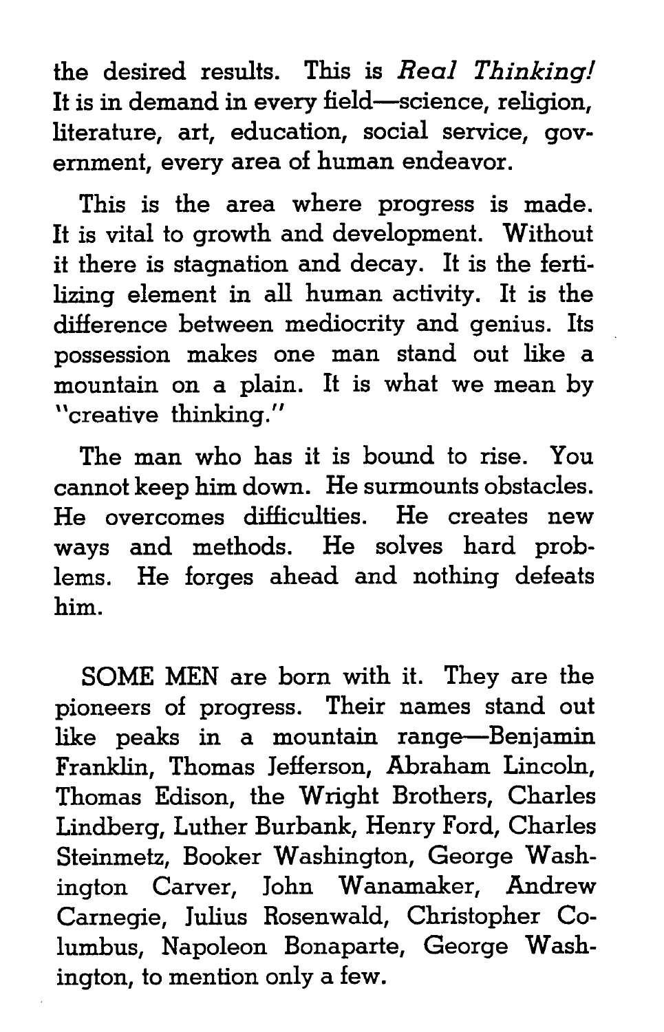the desired results. This is *Real Thinking!* It is in demand in every field—science, religion, literature, art, education, social service, government, every area of human endeavor.

This is the area where progress is made. It is vital to growth and development. Without it there is stagnation and decay. It is the fertilizing element in all human activity. It is the difference between mediocrity and genius. Its possession makes one man stand out like a mountain on a plain. It is what we mean by "creative thinking."

The man who has it is bound to rise. You cannot keep him down. He surmounts obstacles. He overcomes difficulties. He creates new ways and methods. He solves hard problems. He forges ahead and nothing defeats him.

SOME MEN are born with it. They are the pioneers of progress. Their names stand out like peaks in a mountain range—Benjamin Franklin, Thomas Jefferson, Abraham Lincoln, Thomas Edison, the Wright Brothers, Charles Lindberg, Luther Burbank, Henry Ford, Charles Steinmetz, Booker Washington, George Washington Carver, John Wanamaker, Andrew Carnegie, Julius Rosenwald, Christopher Columbus, Napoleon Bonaparte, George Washington, to mention only a few.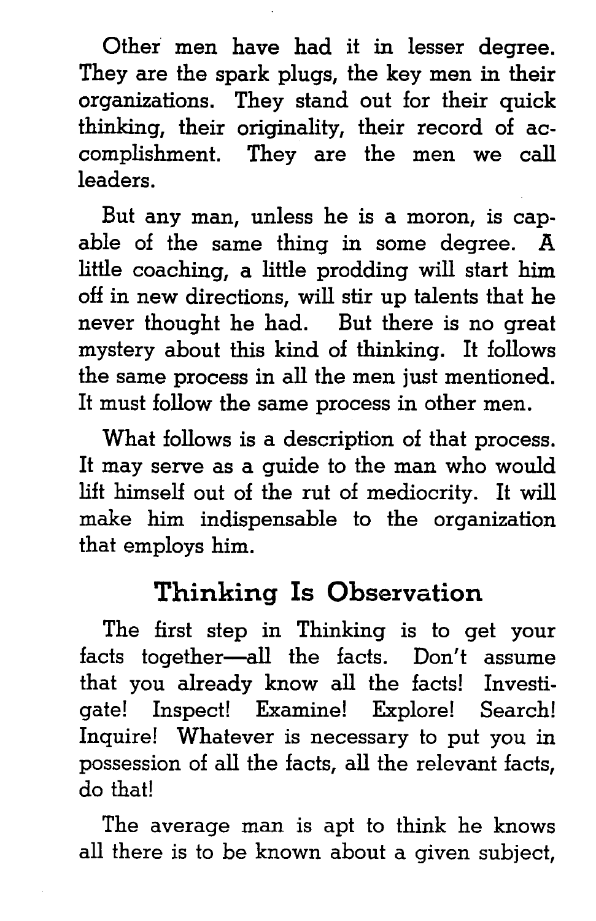Other men have had it in lesser degree. They are the spark plugs, the key men in their organizations. They stand out for their quick thinking, their originality, their record of accomplishment. They are the men we call leaders.

But any man, unless he is a moron, is capable of the same thing in some degree. A little coaching, a little prodding will start him off in new directions, will stir up talents that he never thought he had. But there is no great mystery about this kind of thinking. It follows the same process in all the men just mentioned. It must follow the same process in other men.

What follows is a description of that process. It may serve as a guide to the man who would lift himself out of the rut of mediocrity. It will make him indispensable to the organization that employs him.

## Thinking Is Observation

The first step in Thinking is to get your facts together—all the facts. Don't assume that you already know all the facts! Investigate! Inspect! Examine! Explore! Search! Inquire! Whatever is necessary to put you in possession of all the facts, all the relevant facts, do that!

The average man is apt to think he knows all there is to be known about a given subject,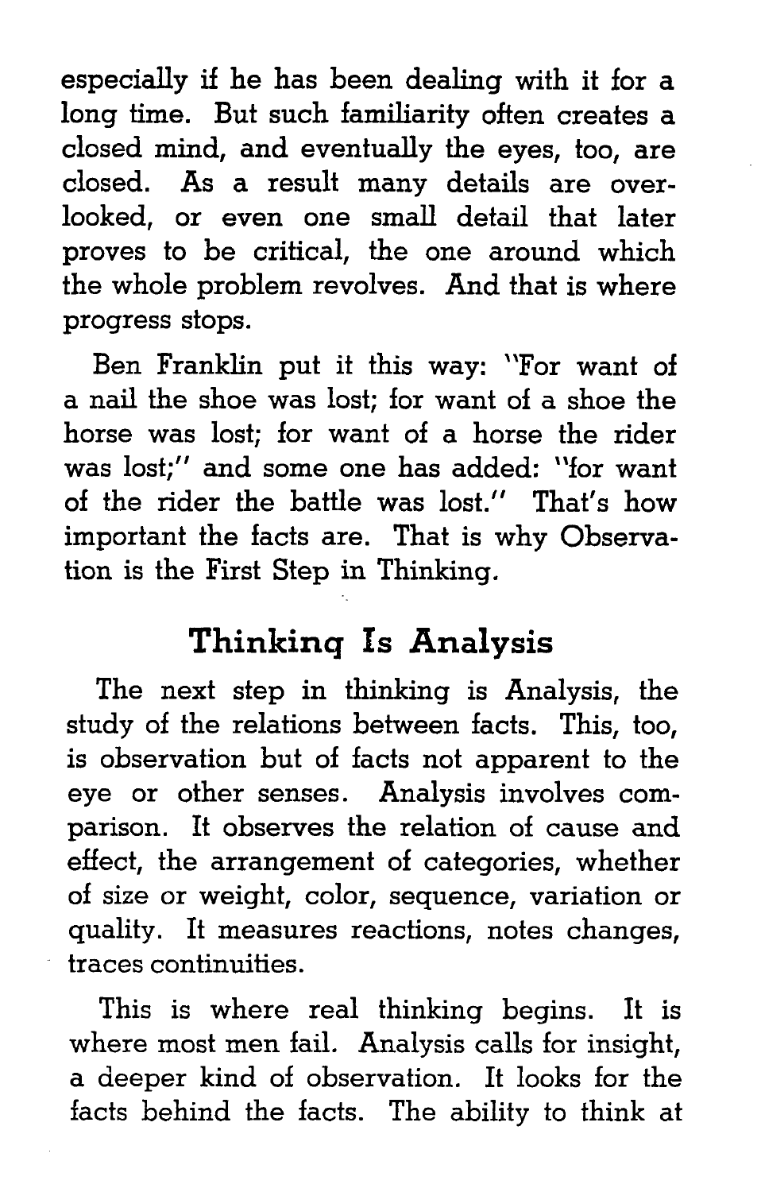especially if he has been dealing with it for a long time. But such familiarity often creates a closed mind, and eventually the eyes, too, are closed. As a result many details are overlooked, or even one small detail that later proves to be critical, the one around which the whole problem revolves. And that is where progress stops.

Ben Franklin put it this way: "For want of a nail the shoe was lost; for want of a shoe the horse was lost; for want of a horse the rider was lost;" and some one has added: "for want of the rider the battle was lost." That's how important the facts are. That is why Observation is the First Step in Thinking.

## Thinking Is Analysis

The next step in thinking is Analysis, the study of the relations between facts. This, too, is observation but of facts not apparent to the eye or other senses. Analysis involves comparison. It observes the relation of cause and effect, the arrangement of categories, whether of size or weight, color, sequence, variation or quality. It measures reactions, notes changes, traces continuities.

This is where real thinking begins. It is where most men fail. Analysis calls for insight, a deeper kind of observation. It looks for the facts behind the facts. The ability to think at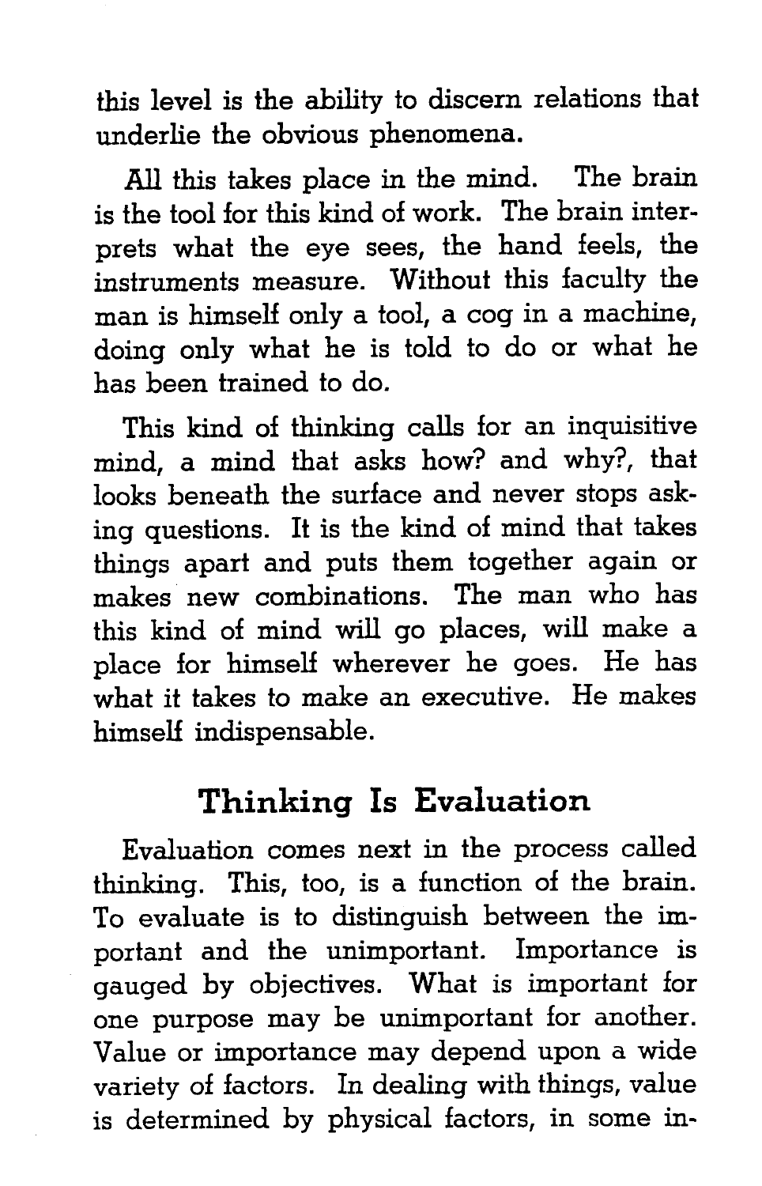this level is the ability to discern relations that underlie the obvious phenomena.

All this takes place in the mind. The brain is the tool for this kind of work. The brain interprets what the eye sees, the hand feels, the instruments measure. Without this faculty the man is himself only a tool, a cog in a machine, doing only what he is told to do or what he has been trained to do.

This kind of thinking calls for an inquisitive mind, a mind that asks how? and why?, that looks beneath the surface and never stops asking questions. It is the kind of mind that takes things apart and puts them together again or makes new combinations. The man who has this kind of mind will go places, will make a place for himself wherever he goes. He has what it takes to make an executive. He makes himself indispensable.

## Thinking Is Evaluation

Evaluation comes next in the process called thinking. This, too, is a function of the brain. To evaluate is to distinguish between the important and the unimportant. Importance is gauged by objectives. What is important for one purpose may be unimportant for another. Value or importance may depend upon a wide variety of factors. In dealing with things, value is determined by physical factors, in some in-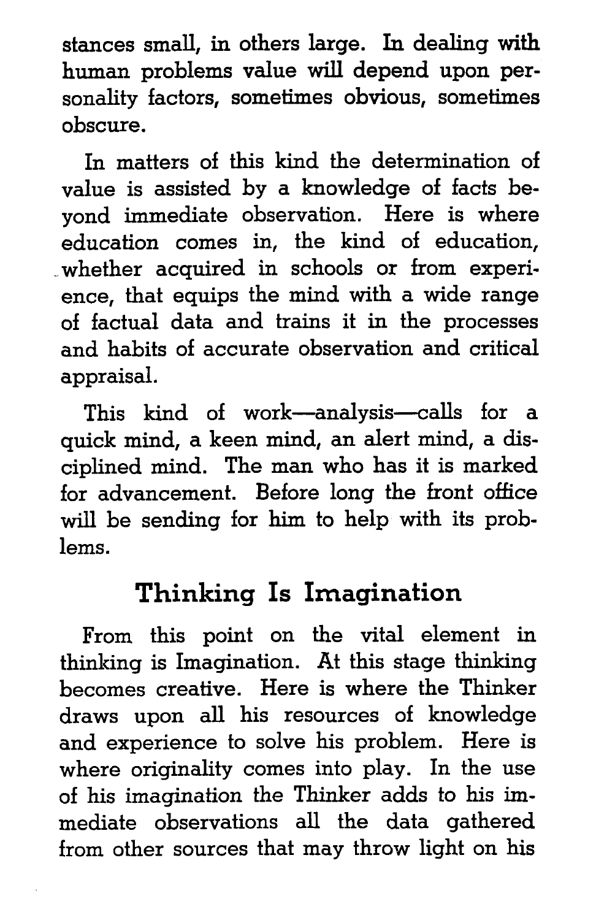stances small, in others large. In dealing with human problems value will depend upon personality factors, sometimes obvious, sometimes obscure.

In matters of this kind the determination of value is assisted by a knowledge of facts beyond immediate observation. Here is where education comes in, the kind of education, whether acquired in schools or from experience, that equips the mind with a wide range of factual data and trains it in the processes and habits of accurate observation and critical appraisal.

This kind of work—analysis—calls for a quick mind, a keen mind, an alert mind, a disciplined mind. The man who has it is marked for advancement. Before long the front office will be sending for him to help with its problems.

## Thinking Is Imagination

From this point on the vital element in thinking is Imagination. At this stage thinking becomes creative. Here is where the Thinker draws upon all his resources of knowledge and experience to solve his problem. Here is where originality comes into play. In the use of his imagination the Thinker adds to his immediate observations all the data gathered from other sources that may throw light on his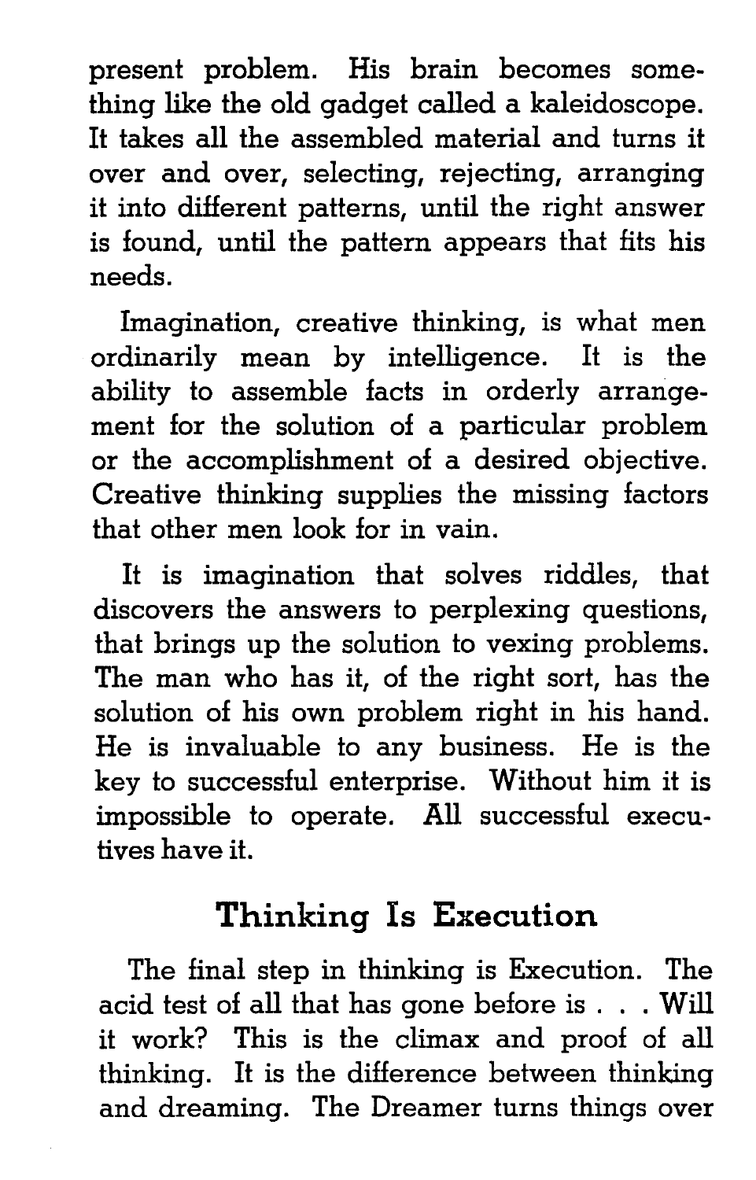present problem. His brain becomes something like the old gadget called a kaleidoscope. It takes all the assembled material and turns it over and over, selecting, rejecting, arranging it into different patterns, until the right answer is found, until the pattern appears that fits his needs.

Imagination, creative thinking, is what men ordinarily mean by intelligence. It is the ability to assemble facts in orderly arrangement for the solution of a particular problem or the accomplishment of a desired objective. Creative thinking supplies the missing factors that other men look for in vain.

It is imagination that solves riddles, that discovers the answers to perplexing questions, that brings up the solution to vexing problems. The man who has it, of the right sort, has the solution of his own problem right in his hand. He is invaluable to any business. He is the key to successful enterprise. Without him it is impossible to operate. All successful executives have it.

## Thinking Is Execution

The final step in thinking is Execution. The acid test of all that has gone before is . . . Will it work? This is the climax and proof of all thinking. It is the difference between thinking and dreaming. The Dreamer turns things over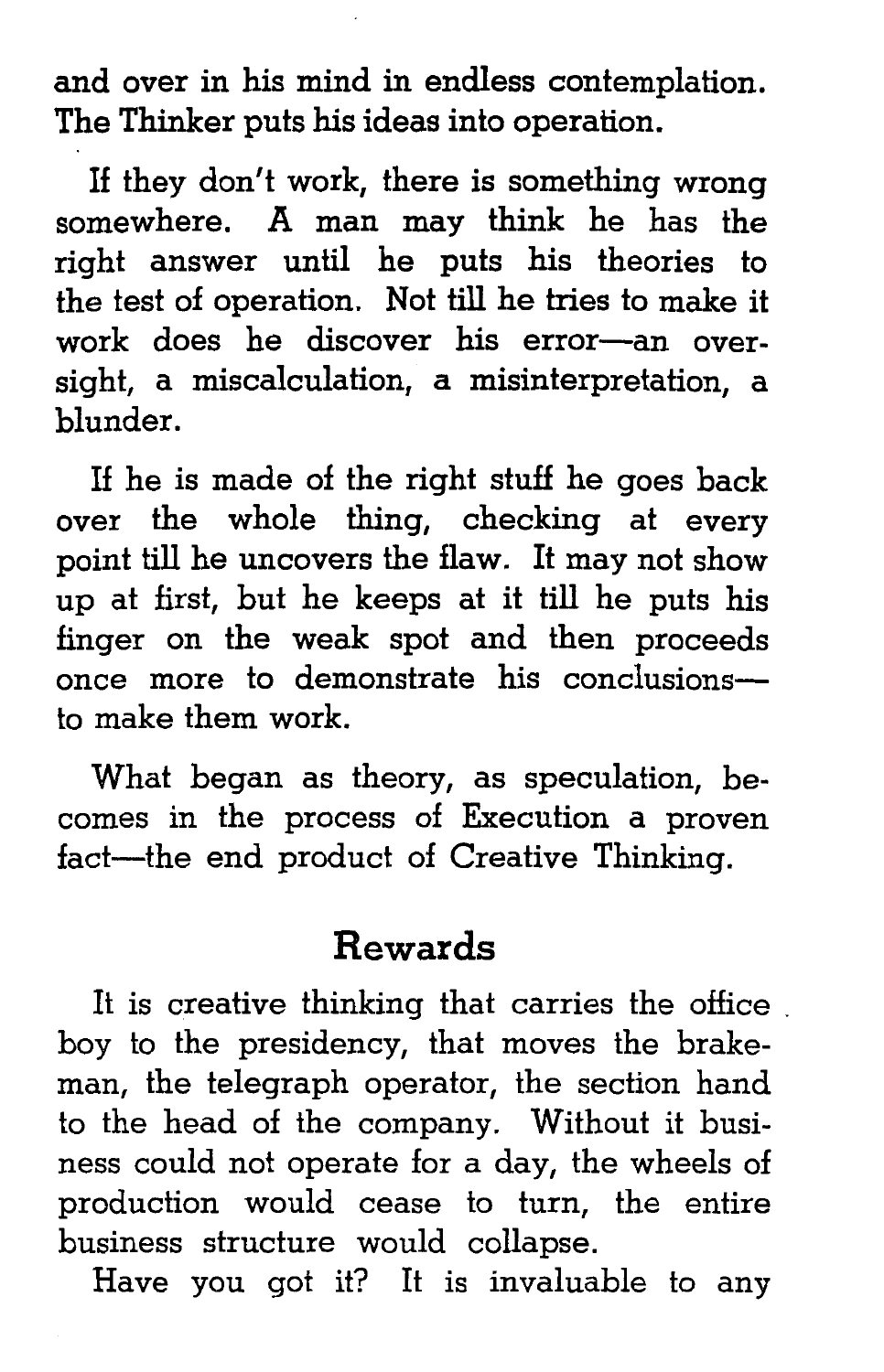and over in his mind in endless contemplation. The Thinker puts his ideas into operation.

If they don't work, there is something wrong somewhere. A man may think he has the right answer until he puts his theories to the test of operation. Not till he tries to make it work does he discover his error—an oversight, a miscalculation, a misinterpretation, a blunder.

If he is made of the right stuff he goes back over the whole thing, checking at every point till he uncovers the flaw. It may not show up at first, but he keeps at it till he puts his finger on the weak spot and then proceeds once more to demonstrate his conclusions—to make them work.

What began as theory, as speculation, becomes in the process of Execution a proven fact—the end product of Creative Thinking.

## Rewards

It is creative thinking that carries the office boy to the presidency, that moves the brakeman, the telegraph operator, the section hand to the head of the company. Without it business could not operate for a day, the wheels of production would cease to turn, the entire business structure would collapse.

Have you got it? It is invaluable to any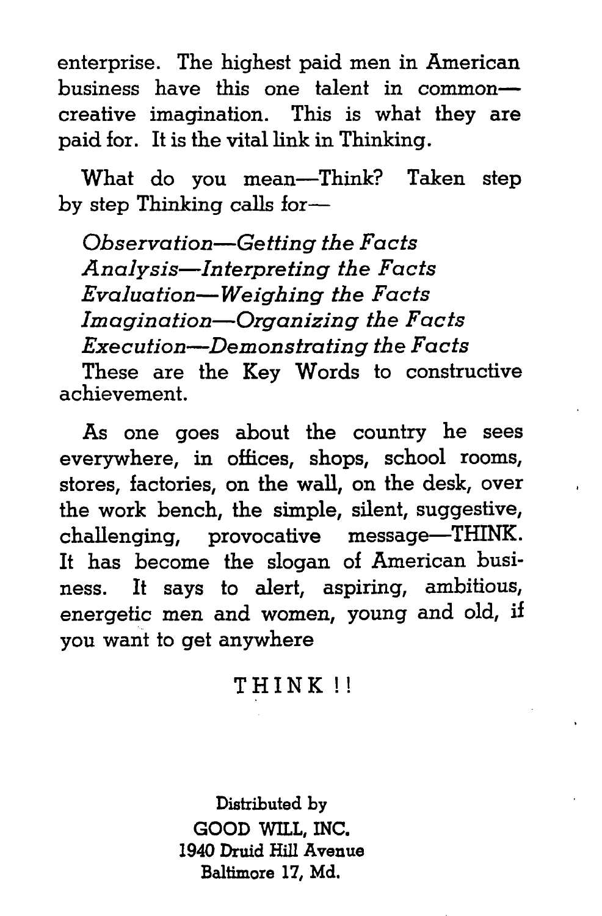enterprise. The highest paid men in American business have this one talent in common—creative imagination. This is what they are paid for. It is the vital link in Thinking.

What do you mean—Think? Taken step by step Thinking calls for—

*Observation—Getting the Facts*
*Analysis—Interpreting the Facts*
*Evaluation—Weighing the Facts*
*Imagination—Organizing the Facts*
*Execution—Demonstrating the Facts*

These are the Key Words to constructive achievement.

As one goes about the country he sees everywhere, in offices, shops, school rooms, stores, factories, on the wall, on the desk, over the work bench, the simple, silent, suggestive, challenging, provocative message—THINK. It has become the slogan of American business. It says to alert, aspiring, ambitious, energetic men and women, young and old, if you want to get anywhere

THINK !!

Distributed by
GOOD WILL, INC.
1940 Druid Hill Avenue
Baltimore 17, Md.